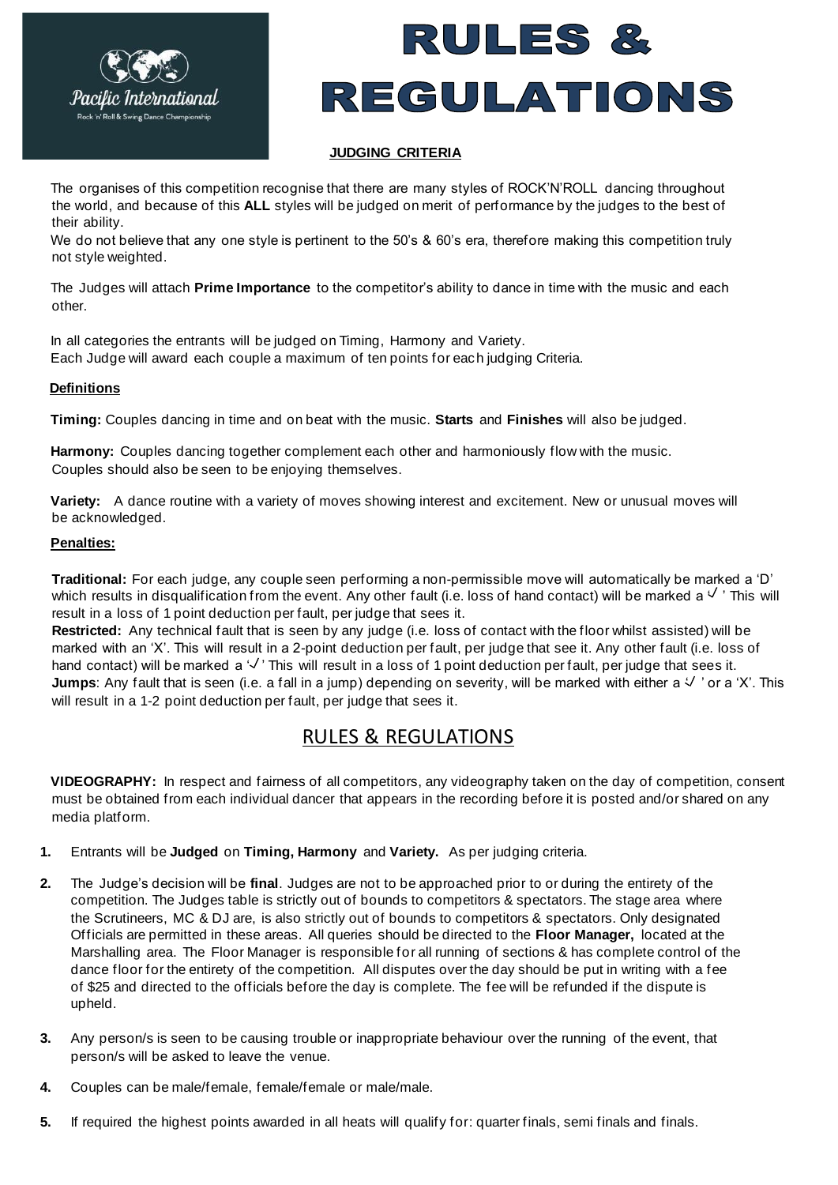Pacific International
Rock 'n' Roll & Swing Dance Championship

# RULES & REGULATIONS

## JUDGING CRITERIA

The organises of this competition recognise that there are many styles of ROCK'N'ROLL dancing throughout the world, and because of this **ALL** styles will be judged on merit of performance by the judges to the best of their ability.
We do not believe that any one style is pertinent to the 50's & 60's era, therefore making this competition truly not style weighted.

The Judges will attach **Prime Importance** to the competitor's ability to dance in time with the music and each other.

In all categories the entrants will be judged on Timing, Harmony and Variety.
Each Judge will award each couple a maximum of ten points for each judging Criteria.

### Definitions

**Timing:** Couples dancing in time and on beat with the music. **Starts** and **Finishes** will also be judged.

**Harmony:** Couples dancing together complement each other and harmoniously flow with the music. Couples should also be seen to be enjoying themselves.

**Variety:** A dance routine with a variety of moves showing interest and excitement. New or unusual moves will be acknowledged.

### Penalties:

**Traditional:** For each judge, any couple seen performing a non-permissible move will automatically be marked a 'D' which results in disqualification from the event. Any other fault (i.e. loss of hand contact) will be marked a '✓' This will result in a loss of 1 point deduction per fault, per judge that sees it.
**Restricted:** Any technical fault that is seen by any judge (i.e. loss of contact with the floor whilst assisted) will be marked with an 'X'. This will result in a 2-point deduction per fault, per judge that see it. Any other fault (i.e. loss of hand contact) will be marked a '✓' This will result in a loss of 1 point deduction per fault, per judge that sees it.
**Jumps**: Any fault that is seen (i.e. a fall in a jump) depending on severity, will be marked with either a '✓' or a 'X'. This will result in a 1-2 point deduction per fault, per judge that sees it.

## RULES & REGULATIONS

**VIDEOGRAPHY:** In respect and fairness of all competitors, any videography taken on the day of competition, consent must be obtained from each individual dancer that appears in the recording before it is posted and/or shared on any media platform.

1. Entrants will be **Judged** on **Timing, Harmony** and **Variety.** As per judging criteria.
2. The Judge's decision will be **final**. Judges are not to be approached prior to or during the entirety of the competition. The Judges table is strictly out of bounds to competitors & spectators. The stage area where the Scrutineers, MC & DJ are, is also strictly out of bounds to competitors & spectators. Only designated Officials are permitted in these areas. All queries should be directed to the **Floor Manager,** located at the Marshalling area. The Floor Manager is responsible for all running of sections & has complete control of the dance floor for the entirety of the competition. All disputes over the day should be put in writing with a fee of $25 and directed to the officials before the day is complete. The fee will be refunded if the dispute is upheld.
3. Any person/s is seen to be causing trouble or inappropriate behaviour over the running of the event, that person/s will be asked to leave the venue.
4. Couples can be male/female, female/female or male/male.
5. If required the highest points awarded in all heats will qualify for: quarter finals, semi finals and finals.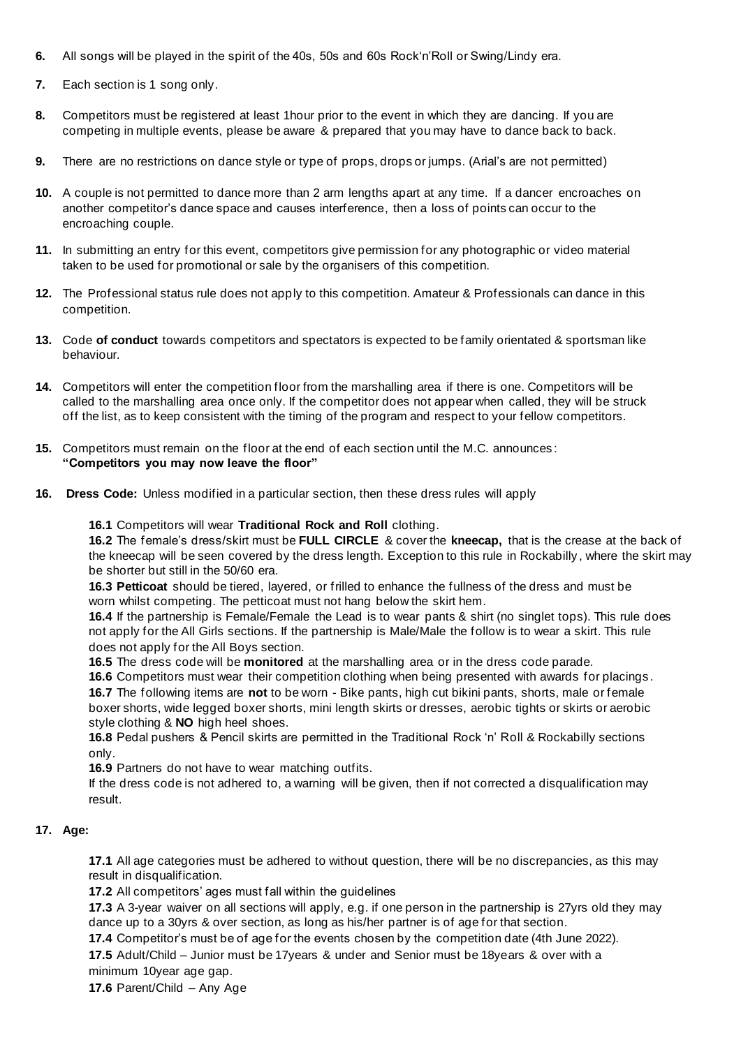**6.** All songs will be played in the spirit of the 40s, 50s and 60s Rock'n'Roll or Swing/Lindy era.

**7.** Each section is 1 song only.

**8.** Competitors must be registered at least 1hour prior to the event in which they are dancing. If you are competing in multiple events, please be aware & prepared that you may have to dance back to back.

**9.** There are no restrictions on dance style or type of props, drops or jumps. (Arial's are not permitted)

**10.** A couple is not permitted to dance more than 2 arm lengths apart at any time. If a dancer encroaches on another competitor's dance space and causes interference, then a loss of points can occur to the encroaching couple.

**11.** In submitting an entry for this event, competitors give permission for any photographic or video material taken to be used for promotional or sale by the organisers of this competition.

**12.** The Professional status rule does not apply to this competition. Amateur & Professionals can dance in this competition.

**13.** Code **of conduct** towards competitors and spectators is expected to be family orientated & sportsman like behaviour.

**14.** Competitors will enter the competition floor from the marshalling area if there is one. Competitors will be called to the marshalling area once only. If the competitor does not appear when called, they will be struck off the list, as to keep consistent with the timing of the program and respect to your fellow competitors.

**15.** Competitors must remain on the floor at the end of each section until the M.C. announces: **"Competitors you may now leave the floor"**

**16. Dress Code:** Unless modified in a particular section, then these dress rules will apply

**16.1** Competitors will wear **Traditional Rock and Roll** clothing.

**16.2** The female's dress/skirt must be **FULL CIRCLE** & cover the **kneecap,** that is the crease at the back of the kneecap will be seen covered by the dress length. Exception to this rule in Rockabilly, where the skirt may be shorter but still in the 50/60 era.

**16.3 Petticoat** should be tiered, layered, or frilled to enhance the fullness of the dress and must be worn whilst competing. The petticoat must not hang below the skirt hem.

**16.4** If the partnership is Female/Female the Lead is to wear pants & shirt (no singlet tops). This rule does not apply for the All Girls sections. If the partnership is Male/Male the follow is to wear a skirt. This rule does not apply for the All Boys section.

**16.5** The dress code will be **monitored** at the marshalling area or in the dress code parade.

**16.6** Competitors must wear their competition clothing when being presented with awards for placings.

**16.7** The following items are **not** to be worn - Bike pants, high cut bikini pants, shorts, male or female boxer shorts, wide legged boxer shorts, mini length skirts or dresses, aerobic tights or skirts or aerobic style clothing & **NO** high heel shoes.

**16.8** Pedal pushers & Pencil skirts are permitted in the Traditional Rock 'n' Roll & Rockabilly sections only.

**16.9** Partners do not have to wear matching outfits.

If the dress code is not adhered to, a warning will be given, then if not corrected a disqualification may result.

**17. Age:**

**17.1** All age categories must be adhered to without question, there will be no discrepancies, as this may result in disqualification.

**17.2** All competitors' ages must fall within the guidelines

**17.3** A 3-year waiver on all sections will apply, e.g. if one person in the partnership is 27yrs old they may dance up to a 30yrs & over section, as long as his/her partner is of age for that section.

**17.4** Competitor's must be of age for the events chosen by the competition date (4th June 2022).

**17.5** Adult/Child – Junior must be 17years & under and Senior must be 18years & over with a minimum 10year age gap.

**17.6** Parent/Child – Any Age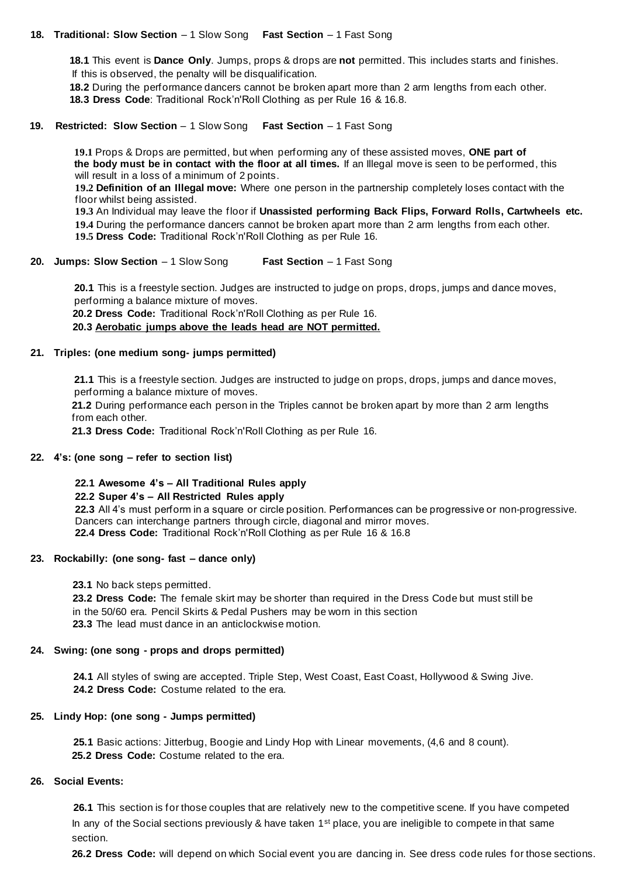**18. Traditional: Slow Section** – 1 Slow Song **Fast Section** – 1 Fast Song

**18.1** This event is **Dance Only**. Jumps, props & drops are **not** permitted. This includes starts and finishes. If this is observed, the penalty will be disqualification.

**18.2** During the performance dancers cannot be broken apart more than 2 arm lengths from each other.

**18.3 Dress Code**: Traditional Rock'n'Roll Clothing as per Rule 16 & 16.8.

**19. Restricted: Slow Section** – 1 Slow Song **Fast Section** – 1 Fast Song

**19.1** Props & Drops are permitted, but when performing any of these assisted moves, **ONE part of the body must be in contact with the floor at all times.** If an Illegal move is seen to be performed, this will result in a loss of a minimum of 2 points.

**19.2 Definition of an Illegal move:** Where one person in the partnership completely loses contact with the floor whilst being assisted.

**19.3** An Individual may leave the floor if **Unassisted performing Back Flips, Forward Rolls, Cartwheels etc.**

**19.4** During the performance dancers cannot be broken apart more than 2 arm lengths from each other.

**19.5 Dress Code:** Traditional Rock'n'Roll Clothing as per Rule 16.

**20. Jumps: Slow Section** – 1 Slow Song **Fast Section** – 1 Fast Song

**20.1** This is a freestyle section. Judges are instructed to judge on props, drops, jumps and dance moves, performing a balance mixture of moves.

**20.2 Dress Code:** Traditional Rock'n'Roll Clothing as per Rule 16.

**20.3 Aerobatic jumps above the leads head are NOT permitted.**

**21. Triples: (one medium song- jumps permitted)**

**21.1** This is a freestyle section. Judges are instructed to judge on props, drops, jumps and dance moves, performing a balance mixture of moves.

**21.2** During performance each person in the Triples cannot be broken apart by more than 2 arm lengths from each other.

**21.3 Dress Code:** Traditional Rock'n'Roll Clothing as per Rule 16.

**22. 4's: (one song – refer to section list)**

**22.1 Awesome 4's – All Traditional Rules apply**

**22.2 Super 4's – All Restricted Rules apply**

**22.3** All 4's must perform in a square or circle position. Performances can be progressive or non-progressive. Dancers can interchange partners through circle, diagonal and mirror moves.

**22.4 Dress Code:** Traditional Rock'n'Roll Clothing as per Rule 16 & 16.8

**23. Rockabilly: (one song- fast – dance only)**

**23.1** No back steps permitted.

**23.2 Dress Code:** The female skirt may be shorter than required in the Dress Code but must still be in the 50/60 era. Pencil Skirts & Pedal Pushers may be worn in this section

**23.3** The lead must dance in an anticlockwise motion.

**24. Swing: (one song - props and drops permitted)**

**24.1** All styles of swing are accepted. Triple Step, West Coast, East Coast, Hollywood & Swing Jive.

**24.2 Dress Code:** Costume related to the era.

**25. Lindy Hop: (one song - Jumps permitted)**

**25.1** Basic actions: Jitterbug, Boogie and Lindy Hop with Linear movements, (4,6 and 8 count).

**25.2 Dress Code:** Costume related to the era.

**26. Social Events:**

**26.1** This section is for those couples that are relatively new to the competitive scene. If you have competed In any of the Social sections previously & have taken 1st place, you are ineligible to compete in that same section.

**26.2 Dress Code:** will depend on which Social event you are dancing in. See dress code rules for those sections.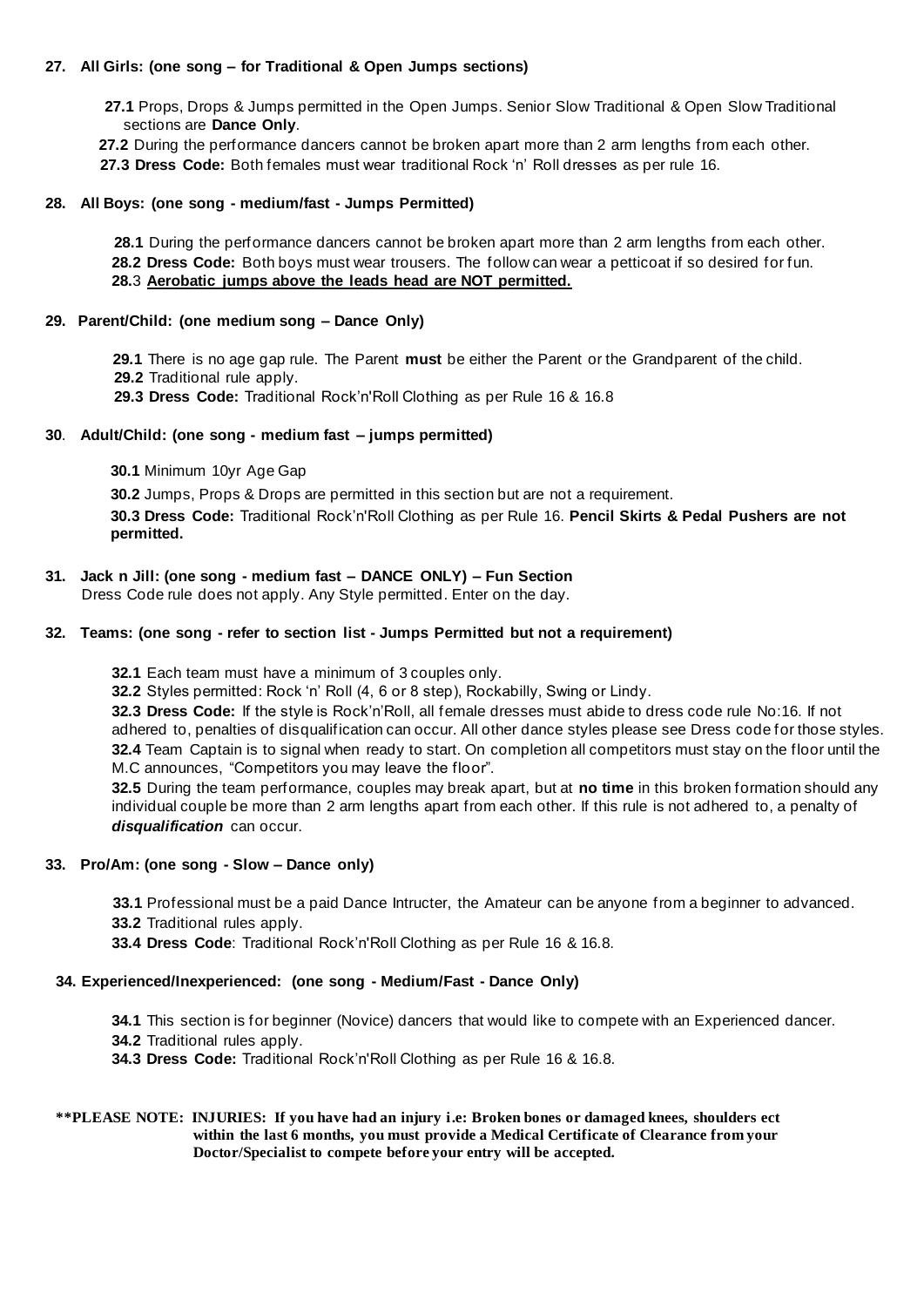**27. All Girls: (one song – for Traditional & Open Jumps sections)**

**27.1** Props, Drops & Jumps permitted in the Open Jumps. Senior Slow Traditional & Open Slow Traditional sections are **Dance Only**.

**27.2** During the performance dancers cannot be broken apart more than 2 arm lengths from each other.

**27.3 Dress Code:** Both females must wear traditional Rock 'n' Roll dresses as per rule 16.

**28. All Boys: (one song - medium/fast - Jumps Permitted)**

**28.1** During the performance dancers cannot be broken apart more than 2 arm lengths from each other.

**28.2 Dress Code:** Both boys must wear trousers. The follow can wear a petticoat if so desired for fun.

**28.**3 **Aerobatic jumps above the leads head are NOT permitted.**

**29. Parent/Child: (one medium song – Dance Only)**

**29.1** There is no age gap rule. The Parent **must** be either the Parent or the Grandparent of the child.

**29.2** Traditional rule apply.

**29.3 Dress Code:** Traditional Rock'n'Roll Clothing as per Rule 16 & 16.8

**30. Adult/Child: (one song - medium fast – jumps permitted)**

**30.1** Minimum 10yr Age Gap

**30.2** Jumps, Props & Drops are permitted in this section but are not a requirement.

**30.3 Dress Code:** Traditional Rock'n'Roll Clothing as per Rule 16. **Pencil Skirts & Pedal Pushers are not permitted.**

**31. Jack n Jill: (one song - medium fast – DANCE ONLY) – Fun Section**

Dress Code rule does not apply. Any Style permitted. Enter on the day.

**32. Teams: (one song - refer to section list - Jumps Permitted but not a requirement)**

**32.1** Each team must have a minimum of 3 couples only.

**32.2** Styles permitted: Rock 'n' Roll (4, 6 or 8 step), Rockabilly, Swing or Lindy.

**32.3 Dress Code:** If the style is Rock'n'Roll, all female dresses must abide to dress code rule No:16. If not adhered to, penalties of disqualification can occur. All other dance styles please see Dress code for those styles.

**32.4** Team Captain is to signal when ready to start. On completion all competitors must stay on the floor until the M.C announces, "Competitors you may leave the floor".

**32.5** During the team performance, couples may break apart, but at **no time** in this broken formation should any individual couple be more than 2 arm lengths apart from each other. If this rule is not adhered to, a penalty of ***disqualification*** can occur.

**33. Pro/Am: (one song - Slow – Dance only)**

**33.1** Professional must be a paid Dance Intructer, the Amateur can be anyone from a beginner to advanced.

**33.2** Traditional rules apply.

**33.4 Dress Code**: Traditional Rock'n'Roll Clothing as per Rule 16 & 16.8.

**34. Experienced/Inexperienced: (one song - Medium/Fast - Dance Only)**

**34.1** This section is for beginner (Novice) dancers that would like to compete with an Experienced dancer.

**34.2** Traditional rules apply.

**34.3 Dress Code:** Traditional Rock'n'Roll Clothing as per Rule 16 & 16.8.

**\*\*PLEASE NOTE: INJURIES: If you have had an injury i.e: Broken bones or damaged knees, shoulders ect within the last 6 months, you must provide a Medical Certificate of Clearance from your Doctor/Specialist to compete before your entry will be accepted.**